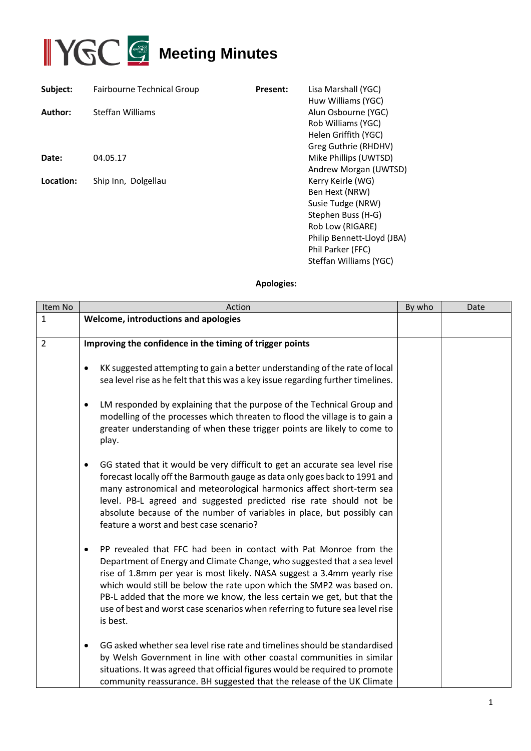# Meeting Minutes

**Subject:** Fairbourne Technical Group

**Author:** Steffan Williams

**Date:** 04.05.17

**Location:** Ship Inn, Dolgellau

**Present:**
Lisa Marshall (YGC)
Huw Williams (YGC)
Alun Osbourne (YGC)
Rob Williams (YGC)
Helen Griffith (YGC)
Greg Guthrie (RHDHV)
Mike Phillips (UWTSD)
Andrew Morgan (UWTSD)
Kerry Keirle (WG)
Ben Hext (NRW)
Susie Tudge (NRW)
Stephen Buss (H-G)
Rob Low (RIGARE)
Philip Bennett-Lloyd (JBA)
Phil Parker (FFC)
Steffan Williams (YGC)

**Apologies:**

| Item No | Action | By who | Date |
|---|---|---|---|
| 1 | **Welcome, introductions and apologies** | | |
| 2 | **Improving the confidence in the timing of trigger points**<br><br>• KK suggested attempting to gain a better understanding of the rate of local sea level rise as he felt that this was a key issue regarding further timelines.<br><br>• LM responded by explaining that the purpose of the Technical Group and modelling of the processes which threaten to flood the village is to gain a greater understanding of when these trigger points are likely to come to play.<br><br>• GG stated that it would be very difficult to get an accurate sea level rise forecast locally off the Barmouth gauge as data only goes back to 1991 and many astronomical and meteorological harmonics affect short-term sea level. PB-L agreed and suggested predicted rise rate should not be absolute because of the number of variables in place, but possibly can feature a worst and best case scenario?<br><br>• PP revealed that FFC had been in contact with Pat Monroe from the Department of Energy and Climate Change, who suggested that a sea level rise of 1.8mm per year is most likely. NASA suggest a 3.4mm yearly rise which would still be below the rate upon which the SMP2 was based on. PB-L added that the more we know, the less certain we get, but that the use of best and worst case scenarios when referring to future sea level rise is best.<br><br>• GG asked whether sea level rise rate and timelines should be standardised by Welsh Government in line with other coastal communities in similar situations. It was agreed that official figures would be required to promote community reassurance. BH suggested that the release of the UK Climate | | |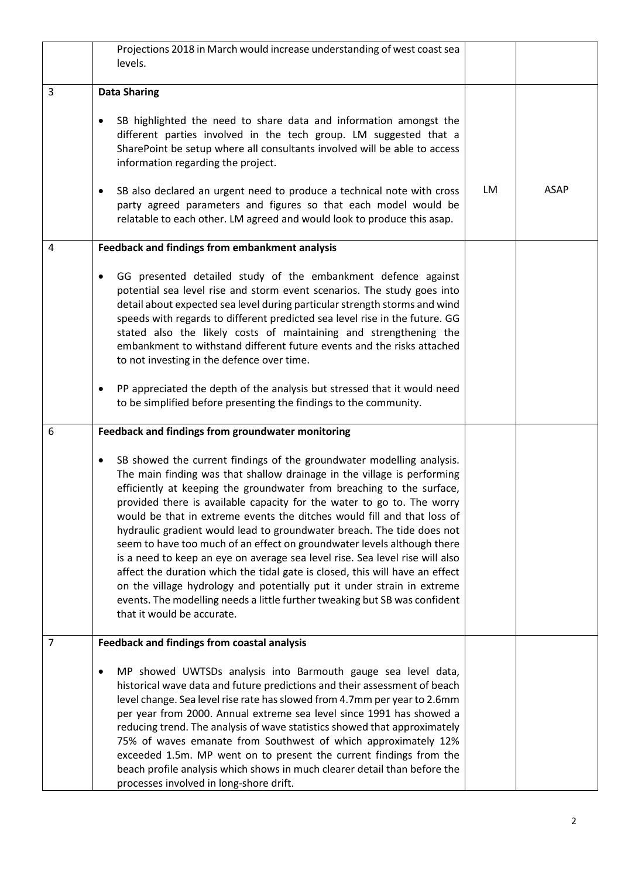| | | | |
|---|---|---|---|
| | Projections 2018 in March would increase understanding of west coast sea levels. | | |
| 3 | **Data Sharing**<br><br>• SB highlighted the need to share data and information amongst the different parties involved in the tech group. LM suggested that a SharePoint be setup where all consultants involved will be able to access information regarding the project.<br><br>• SB also declared an urgent need to produce a technical note with cross party agreed parameters and figures so that each model would be relatable to each other. LM agreed and would look to produce this asap. | LM | ASAP |
| 4 | **Feedback and findings from embankment analysis**<br><br>• GG presented detailed study of the embankment defence against potential sea level rise and storm event scenarios. The study goes into detail about expected sea level during particular strength storms and wind speeds with regards to different predicted sea level rise in the future. GG stated also the likely costs of maintaining and strengthening the embankment to withstand different future events and the risks attached to not investing in the defence over time.<br><br>• PP appreciated the depth of the analysis but stressed that it would need to be simplified before presenting the findings to the community. | | |
| 6 | **Feedback and findings from groundwater monitoring**<br><br>• SB showed the current findings of the groundwater modelling analysis. The main finding was that shallow drainage in the village is performing efficiently at keeping the groundwater from breaching to the surface, provided there is available capacity for the water to go to. The worry would be that in extreme events the ditches would fill and that loss of hydraulic gradient would lead to groundwater breach. The tide does not seem to have too much of an effect on groundwater levels although there is a need to keep an eye on average sea level rise. Sea level rise will also affect the duration which the tidal gate is closed, this will have an effect on the village hydrology and potentially put it under strain in extreme events. The modelling needs a little further tweaking but SB was confident that it would be accurate. | | |
| 7 | **Feedback and findings from coastal analysis**<br><br>• MP showed UWTSDs analysis into Barmouth gauge sea level data, historical wave data and future predictions and their assessment of beach level change. Sea level rise rate has slowed from 4.7mm per year to 2.6mm per year from 2000. Annual extreme sea level since 1991 has showed a reducing trend. The analysis of wave statistics showed that approximately 75% of waves emanate from Southwest of which approximately 12% exceeded 1.5m. MP went on to present the current findings from the beach profile analysis which shows in much clearer detail than before the processes involved in long-shore drift. | | |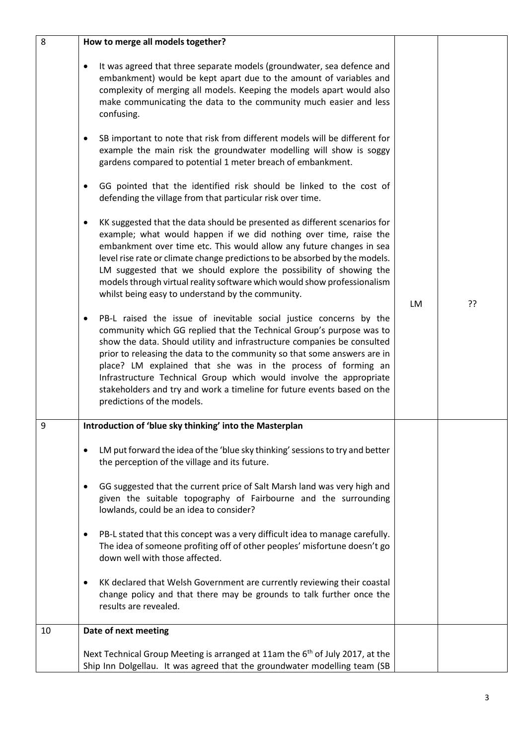| 8 | **How to merge all models together?**<br><br>• It was agreed that three separate models (groundwater, sea defence and embankment) would be kept apart due to the amount of variables and complexity of merging all models. Keeping the models apart would also make communicating the data to the community much easier and less confusing.<br><br>• SB important to note that risk from different models will be different for example the main risk the groundwater modelling will show is soggy gardens compared to potential 1 meter breach of embankment.<br><br>• GG pointed that the identified risk should be linked to the cost of defending the village from that particular risk over time.<br><br>• KK suggested that the data should be presented as different scenarios for example; what would happen if we did nothing over time, raise the embankment over time etc. This would allow any future changes in sea level rise rate or climate change predictions to be absorbed by the models. LM suggested that we should explore the possibility of showing the models through virtual reality software which would show professionalism whilst being easy to understand by the community.<br><br>• PB-L raised the issue of inevitable social justice concerns by the community which GG replied that the Technical Group's purpose was to show the data. Should utility and infrastructure companies be consulted prior to releasing the data to the community so that some answers are in place? LM explained that she was in the process of forming an Infrastructure Technical Group which would involve the appropriate stakeholders and try and work a timeline for future events based on the predictions of the models. | LM | ?? |
|---|---|---|---|
| 9 | **Introduction of 'blue sky thinking' into the Masterplan**<br><br>• LM put forward the idea of the 'blue sky thinking' sessions to try and better the perception of the village and its future.<br><br>• GG suggested that the current price of Salt Marsh land was very high and given the suitable topography of Fairbourne and the surrounding lowlands, could be an idea to consider?<br><br>• PB-L stated that this concept was a very difficult idea to manage carefully. The idea of someone profiting off of other peoples' misfortune doesn't go down well with those affected.<br><br>• KK declared that Welsh Government are currently reviewing their coastal change policy and that there may be grounds to talk further once the results are revealed. | | |
| 10 | **Date of next meeting**<br><br>Next Technical Group Meeting is arranged at 11am the 6th of July 2017, at the Ship Inn Dolgellau. It was agreed that the groundwater modelling team (SB | | |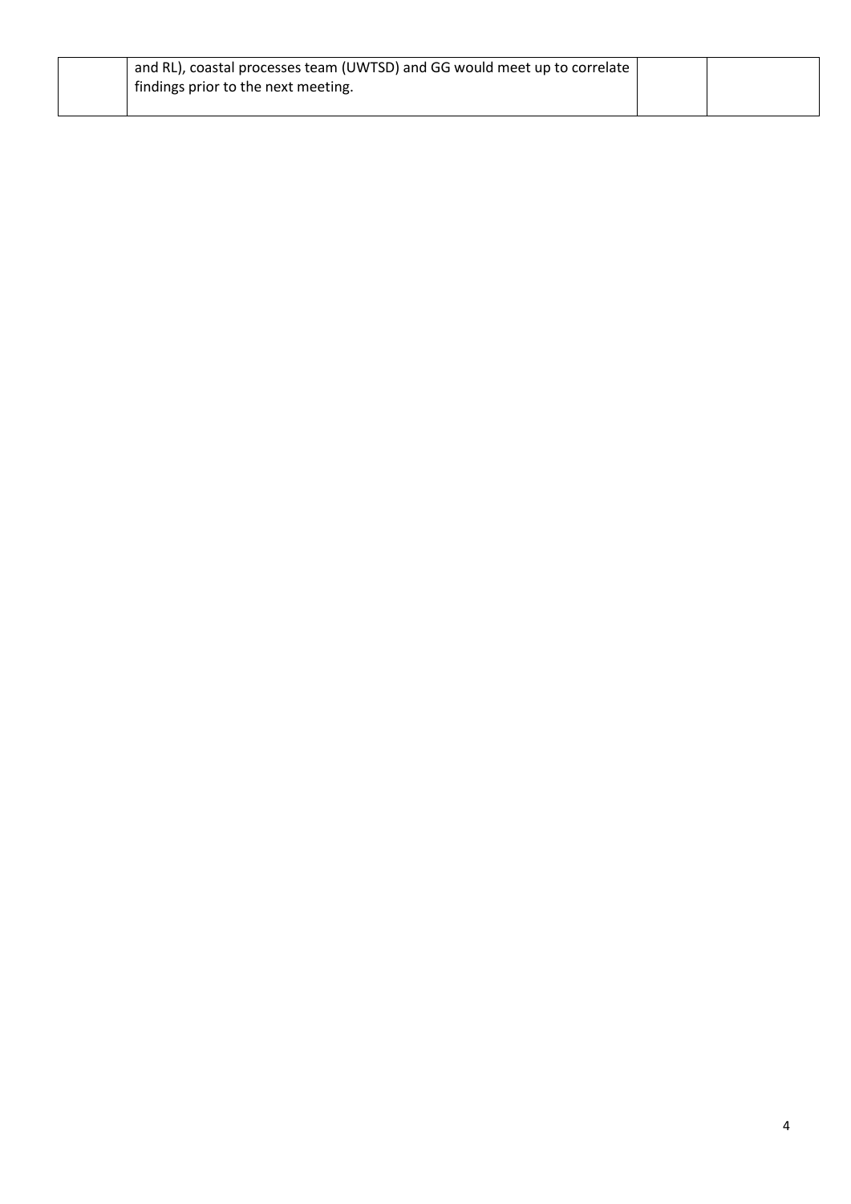| | | | |
|---|---|---|---|
| | and RL), coastal processes team (UWTSD) and GG would meet up to correlate findings prior to the next meeting. | | |